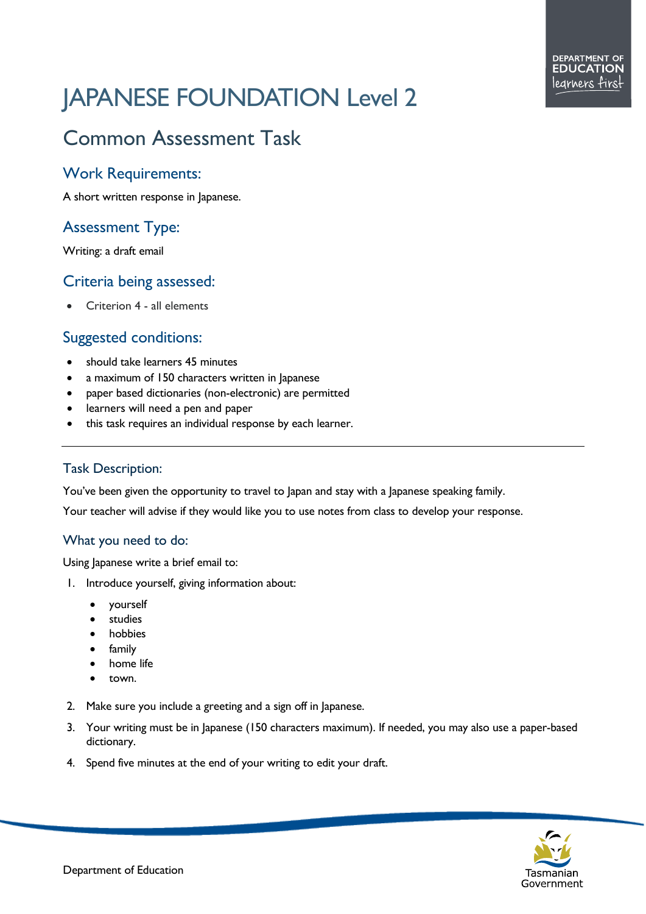# JAPANESE FOUNDATION Level 2

## Common Assessment Task

### Work Requirements:

A short written response in Japanese.

### Assessment Type:

Writing: a draft email

### Criteria being assessed:

- Criterion 4 - all elements

### Suggested conditions:

- should take learners 45 minutes
- a maximum of 150 characters written in Japanese
- paper based dictionaries (non-electronic) are permitted
- learners will need a pen and paper
- this task requires an individual response by each learner.

---

### Task Description:

You've been given the opportunity to travel to Japan and stay with a Japanese speaking family.

Your teacher will advise if they would like you to use notes from class to develop your response.

### What you need to do:

Using Japanese write a brief email to:

1. Introduce yourself, giving information about:
   - yourself
   - studies
   - hobbies
   - family
   - home life
   - town.
2. Make sure you include a greeting and a sign off in Japanese.
3. Your writing must be in Japanese (150 characters maximum). If needed, you may also use a paper-based dictionary.
4. Spend five minutes at the end of your writing to edit your draft.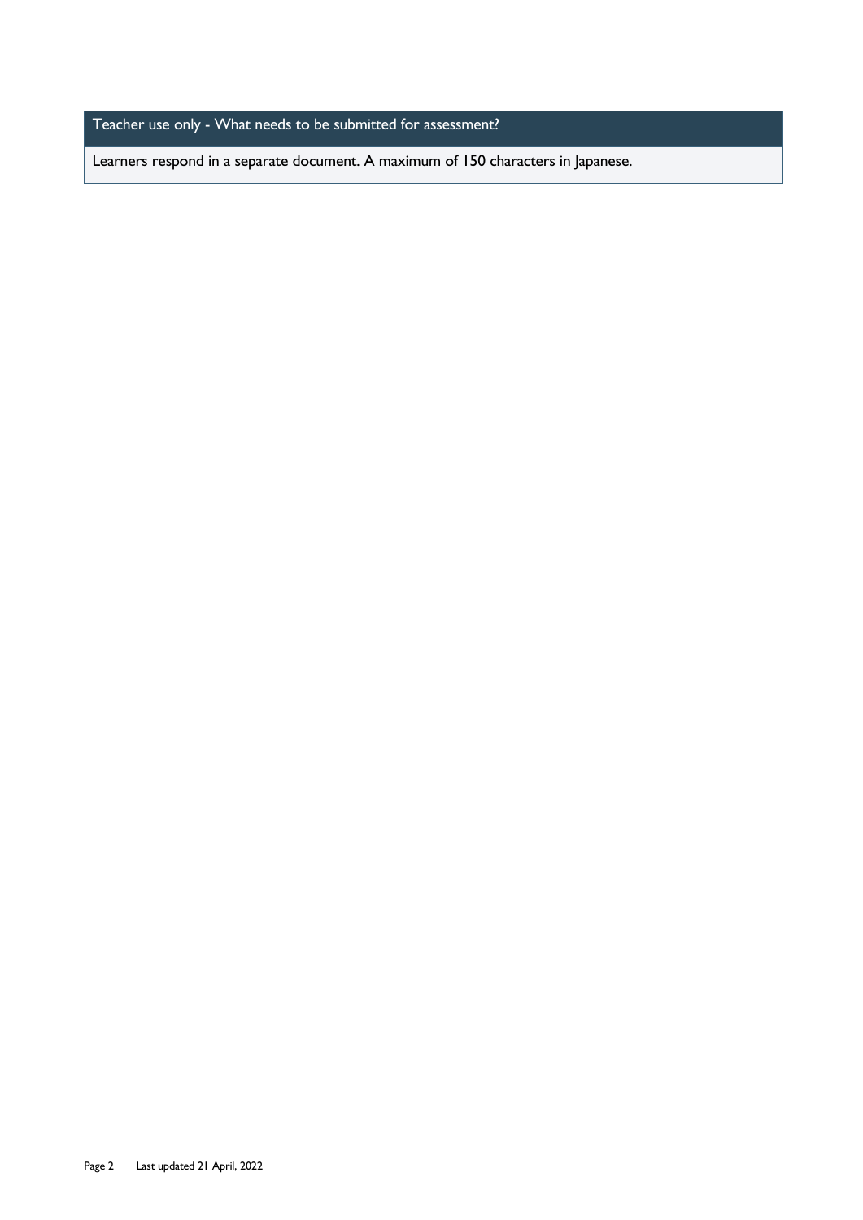| Teacher use only - What needs to be submitted for assessment? |
| --- |
| Learners respond in a separate document. A maximum of 150 characters in Japanese. |